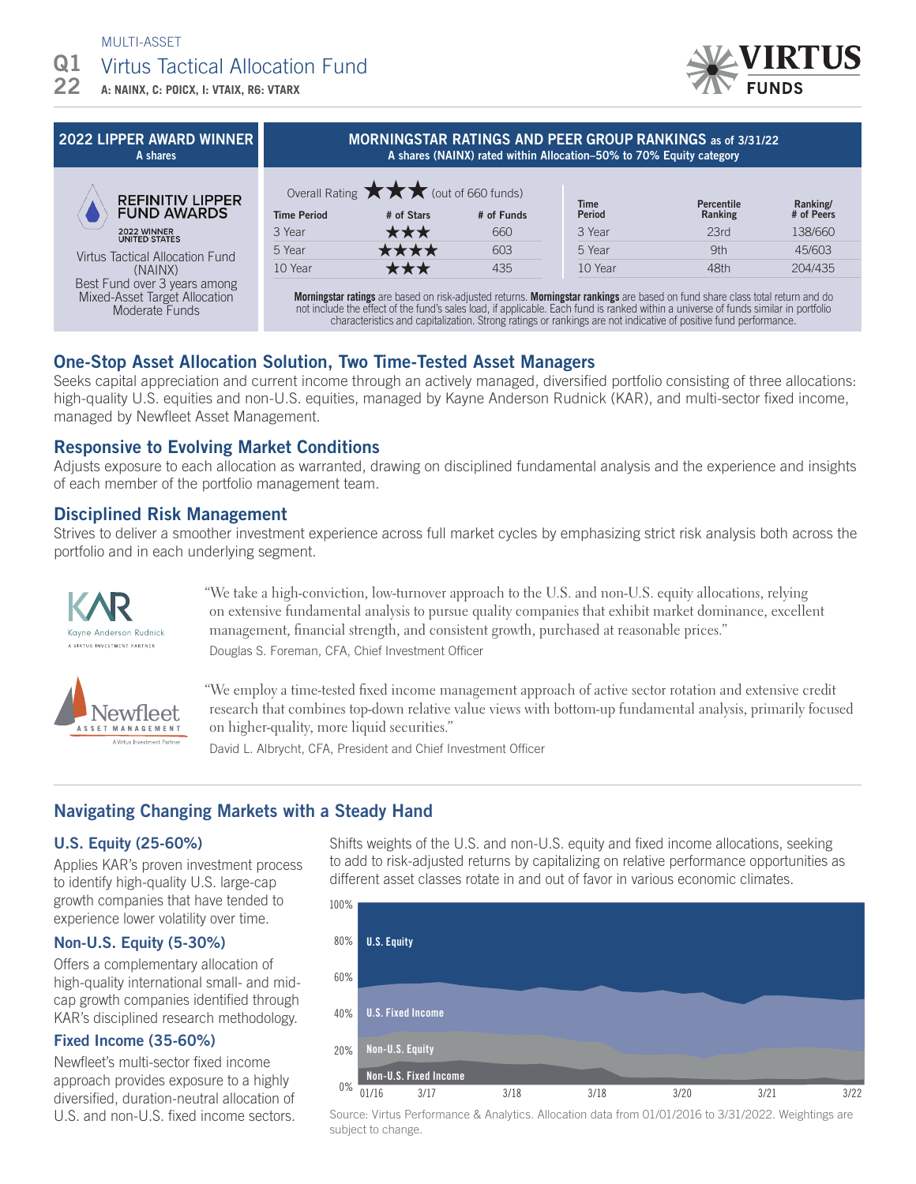MULTI-ASSET

# Q1 22 Virtus Tactical Allocation Fund

**A: NAINX, C: POICX, I: VTAIX, R6: VTARX**

VIRTUS FUNDS

## 2022 LIPPER AWARD WINNER

A shares

REFINITIV LIPPER FUND AWARDS
2022 WINNER UNITED STATES

Virtus Tactical Allocation Fund (NAINX)
Best Fund over 3 years among Mixed-Asset Target Allocation Moderate Funds

## MORNINGSTAR RATINGS AND PEER GROUP RANKINGS as of 3/31/22

A shares (NAINX) rated within Allocation–50% to 70% Equity category

Overall Rating ★★★ (out of 660 funds)

| Time Period | # of Stars | # of Funds |
|---|---|---|
| 3 Year | ★★★ | 660 |
| 5 Year | ★★★★ | 603 |
| 10 Year | ★★★ | 435 |

| Time Period | Percentile Ranking | Ranking/ # of Peers |
|---|---|---|
| 3 Year | 23rd | 138/660 |
| 5 Year | 9th | 45/603 |
| 10 Year | 48th | 204/435 |

**Morningstar ratings** are based on risk-adjusted returns. **Morningstar rankings** are based on fund share class total return and do not include the effect of the fund's sales load, if applicable. Each fund is ranked within a universe of funds similar in portfolio characteristics and capitalization. Strong ratings or rankings are not indicative of positive fund performance.

## One-Stop Asset Allocation Solution, Two Time-Tested Asset Managers

Seeks capital appreciation and current income through an actively managed, diversified portfolio consisting of three allocations: high-quality U.S. equities and non-U.S. equities, managed by Kayne Anderson Rudnick (KAR), and multi-sector fixed income, managed by Newfleet Asset Management.

## Responsive to Evolving Market Conditions

Adjusts exposure to each allocation as warranted, drawing on disciplined fundamental analysis and the experience and insights of each member of the portfolio management team.

## Disciplined Risk Management

Strives to deliver a smoother investment experience across full market cycles by emphasizing strict risk analysis both across the portfolio and in each underlying segment.

KAR Kayne Anderson Rudnick — A Virtus Investment Partner

"We take a high-conviction, low-turnover approach to the U.S. and non-U.S. equity allocations, relying on extensive fundamental analysis to pursue quality companies that exhibit market dominance, excellent management, financial strength, and consistent growth, purchased at reasonable prices."
Douglas S. Foreman, CFA, Chief Investment Officer

Newfleet Asset Management — A Virtus Investment Partner

"We employ a time-tested fixed income management approach of active sector rotation and extensive credit research that combines top-down relative value views with bottom-up fundamental analysis, primarily focused on higher-quality, more liquid securities."
David L. Albrycht, CFA, President and Chief Investment Officer

## Navigating Changing Markets with a Steady Hand

### U.S. Equity (25-60%)

Applies KAR's proven investment process to identify high-quality U.S. large-cap growth companies that have tended to experience lower volatility over time.

### Non-U.S. Equity (5-30%)

Offers a complementary allocation of high-quality international small- and mid-cap growth companies identified through KAR's disciplined research methodology.

### Fixed Income (35-60%)

Newfleet's multi-sector fixed income approach provides exposure to a highly diversified, duration-neutral allocation of U.S. and non-U.S. fixed income sectors.

Shifts weights of the U.S. and non-U.S. equity and fixed income allocations, seeking to add to risk-adjusted returns by capitalizing on relative performance opportunities as different asset classes rotate in and out of favor in various economic climates.

[Chart: U.S. Equity, U.S. Fixed Income, Non-U.S. Equity, Non-U.S. Fixed Income allocations, 0%–100%, 01/16 to 3/22]

Source: Virtus Performance & Analytics. Allocation data from 01/01/2016 to 3/31/2022. Weightings are subject to change.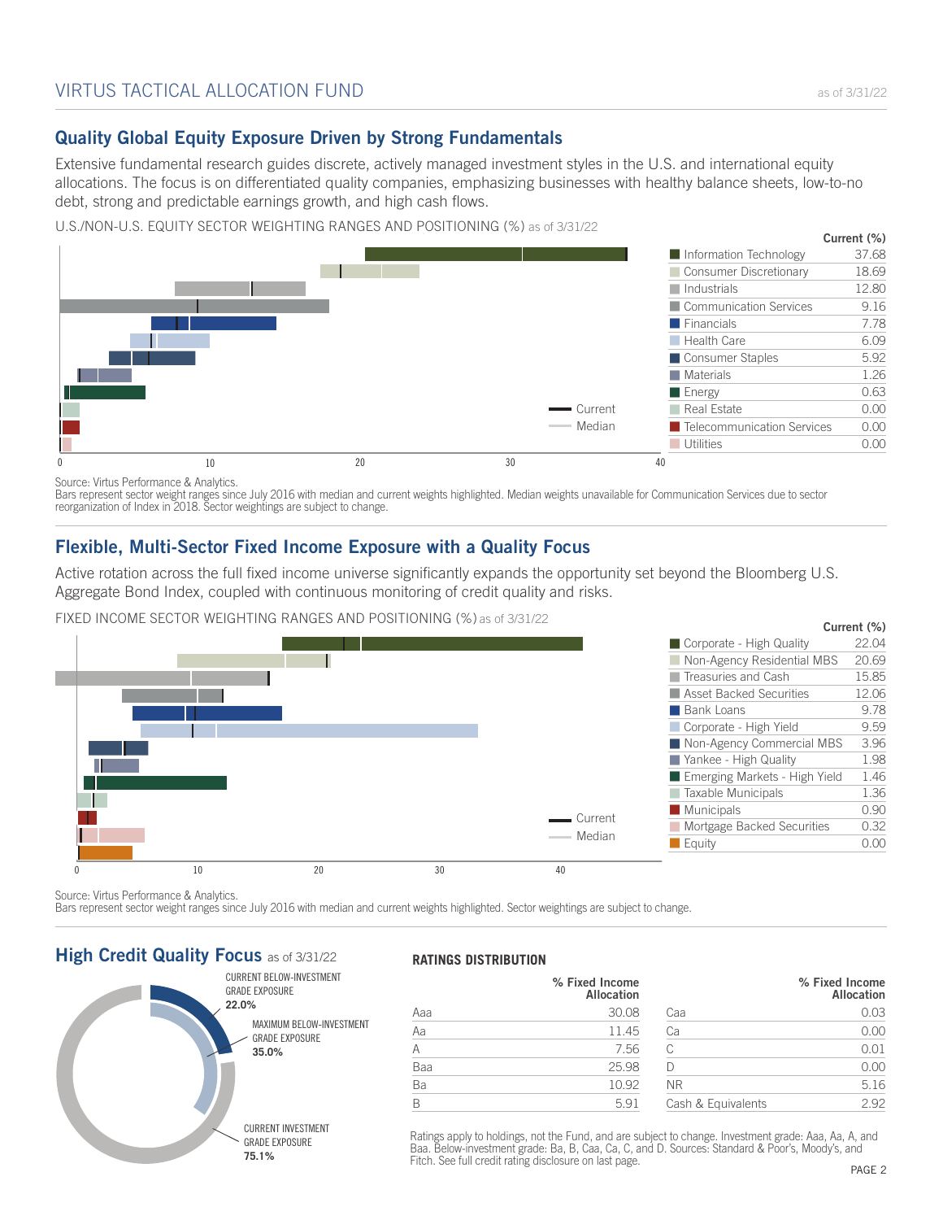## Quality Global Equity Exposure Driven by Strong Fundamentals

Extensive fundamental research guides discrete, actively managed investment styles in the U.S. and international equity allocations. The focus is on differentiated quality companies, emphasizing businesses with healthy balance sheets, low-to-no debt, strong and predictable earnings growth, and high cash flows.

U.S./NON-U.S. EQUITY SECTOR WEIGHTING RANGES AND POSITIONING (%) as of 3/31/22

| Sector | Current (%) |
|---|---|
| Information Technology | 37.68 |
| Consumer Discretionary | 18.69 |
| Industrials | 12.80 |
| Communication Services | 9.16 |
| Financials | 7.78 |
| Health Care | 6.09 |
| Consumer Staples | 5.92 |
| Materials | 1.26 |
| Energy | 0.63 |
| Real Estate | 0.00 |
| Telecommunication Services | 0.00 |
| Utilities | 0.00 |

Source: Virtus Performance & Analytics.
Bars represent sector weight ranges since July 2016 with median and current weights highlighted. Median weights unavailable for Communication Services due to sector reorganization of Index in 2018. Sector weightings are subject to change.

## Flexible, Multi-Sector Fixed Income Exposure with a Quality Focus

Active rotation across the full fixed income universe significantly expands the opportunity set beyond the Bloomberg U.S. Aggregate Bond Index, coupled with continuous monitoring of credit quality and risks.

FIXED INCOME SECTOR WEIGHTING RANGES AND POSITIONING (%) as of 3/31/22

| Sector | Current (%) |
|---|---|
| Corporate - High Quality | 22.04 |
| Non-Agency Residential MBS | 20.69 |
| Treasuries and Cash | 15.85 |
| Asset Backed Securities | 12.06 |
| Bank Loans | 9.78 |
| Corporate - High Yield | 9.59 |
| Non-Agency Commercial MBS | 3.96 |
| Yankee - High Quality | 1.98 |
| Emerging Markets - High Yield | 1.46 |
| Taxable Municipals | 1.36 |
| Municipals | 0.90 |
| Mortgage Backed Securities | 0.32 |
| Equity | 0.00 |

Source: Virtus Performance & Analytics.
Bars represent sector weight ranges since July 2016 with median and current weights highlighted. Sector weightings are subject to change.

## High Credit Quality Focus as of 3/31/22

CURRENT BELOW-INVESTMENT GRADE EXPOSURE **22.0%**

MAXIMUM BELOW-INVESTMENT GRADE EXPOSURE **35.0%**

CURRENT INVESTMENT GRADE EXPOSURE **75.1%**

### RATINGS DISTRIBUTION

| Rating | % Fixed Income Allocation | Rating | % Fixed Income Allocation |
|---|---|---|---|
| Aaa | 30.08 | Caa | 0.03 |
| Aa | 11.45 | Ca | 0.00 |
| A | 7.56 | C | 0.01 |
| Baa | 25.98 | D | 0.00 |
| Ba | 10.92 | NR | 5.16 |
| B | 5.91 | Cash & Equivalents | 2.92 |

Ratings apply to holdings, not the Fund, and are subject to change. Investment grade: Aaa, Aa, A, and Baa. Below-investment grade: Ba, B, Caa, Ca, C, and D. Sources: Standard & Poor's, Moody's, and Fitch. See full credit rating disclosure on last page.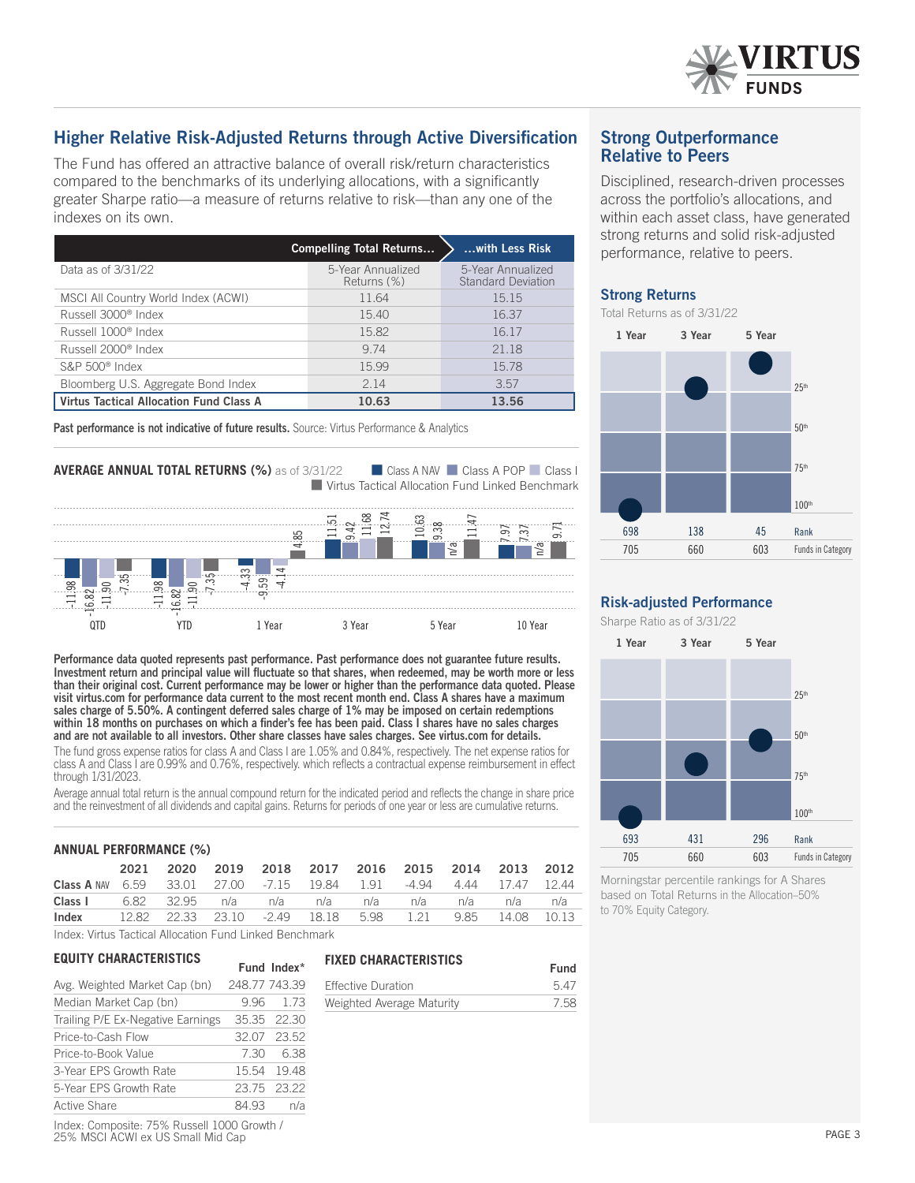## Higher Relative Risk-Adjusted Returns through Active Diversification

The Fund has offered an attractive balance of overall risk/return characteristics compared to the benchmarks of its underlying allocations, with a significantly greater Sharpe ratio—a measure of returns relative to risk—than any one of the indexes on its own.

| | Compelling Total Returns... | ...with Less Risk |
|---|---|---|
| Data as of 3/31/22 | 5-Year Annualized Returns (%) | 5-Year Annualized Standard Deviation |
| MSCI All Country World Index (ACWI) | 11.64 | 15.15 |
| Russell 3000® Index | 15.40 | 16.37 |
| Russell 1000® Index | 15.82 | 16.17 |
| Russell 2000® Index | 9.74 | 21.18 |
| S&P 500® Index | 15.99 | 15.78 |
| Bloomberg U.S. Aggregate Bond Index | 2.14 | 3.57 |
| **Virtus Tactical Allocation Fund Class A** | **10.63** | **13.56** |

**Past performance is not indicative of future results.** Source: Virtus Performance & Analytics

**AVERAGE ANNUAL TOTAL RETURNS (%)** as of 3/31/22

| | Class A NAV | Class A POP | Class I | Virtus Tactical Allocation Fund Linked Benchmark |
|---|---|---|---|---|
| QTD | -11.98 | -16.82 | -11.90 | -7.35 |
| YTD | -11.98 | -16.82 | -11.90 | -7.35 |
| 1 Year | -4.33 | -9.59 | -4.14 | 4.85 |
| 3 Year | 11.51 | 9.42 | 11.68 | 12.74 |
| 5 Year | 10.63 | 9.38 | n/a | 11.47 |
| 10 Year | 7.97 | 7.37 | n/a | 9.71 |

**Performance data quoted represents past performance. Past performance does not guarantee future results. Investment return and principal value will fluctuate so that shares, when redeemed, may be worth more or less than their original cost. Current performance may be lower or higher than the performance data quoted. Please visit virtus.com for performance data current to the most recent month end. Class A shares have a maximum sales charge of 5.50%. A contingent deferred sales charge of 1% may be imposed on certain redemptions within 18 months on purchases on which a finder's fee has been paid. Class I shares have no sales charges and are not available to all investors. Other share classes have sales charges. See virtus.com for details.**

The fund gross expense ratios for class A and Class I are 1.05% and 0.84%, respectively. The net expense ratios for class A and Class I are 0.99% and 0.76%, respectively. which reflects a contractual expense reimbursement in effect through 1/31/2023.

Average annual total return is the annual compound return for the indicated period and reflects the change in share price and the reinvestment of all dividends and capital gains. Returns for periods of one year or less are cumulative returns.

**ANNUAL PERFORMANCE (%)**

| | 2021 | 2020 | 2019 | 2018 | 2017 | 2016 | 2015 | 2014 | 2013 | 2012 |
|---|---|---|---|---|---|---|---|---|---|---|
| **Class A** NAV | 6.59 | 33.01 | 27.00 | -7.15 | 19.84 | 1.91 | -4.94 | 4.44 | 17.47 | 12.44 |
| **Class I** | 6.82 | 32.95 | n/a | n/a | n/a | n/a | n/a | n/a | n/a | n/a |
| **Index** | 12.82 | 22.33 | 23.10 | -2.49 | 18.18 | 5.98 | 1.21 | 9.85 | 14.08 | 10.13 |

Index: Virtus Tactical Allocation Fund Linked Benchmark

**EQUITY CHARACTERISTICS**

| | Fund | Index* |
|---|---|---|
| Avg. Weighted Market Cap (bn) | 248.77 | 743.39 |
| Median Market Cap (bn) | 9.96 | 1.73 |
| Trailing P/E Ex-Negative Earnings | 35.35 | 22.30 |
| Price-to-Cash Flow | 32.07 | 23.52 |
| Price-to-Book Value | 7.30 | 6.38 |
| 3-Year EPS Growth Rate | 15.54 | 19.48 |
| 5-Year EPS Growth Rate | 23.75 | 23.22 |
| Active Share | 84.93 | n/a |

Index: Composite: 75% Russell 1000 Growth / 25% MSCI ACWI ex US Small Mid Cap

**FIXED CHARACTERISTICS**

| | Fund |
|---|---|
| Effective Duration | 5.47 |
| Weighted Average Maturity | 7.58 |

## Strong Outperformance Relative to Peers

Disciplined, research-driven processes across the portfolio's allocations, and within each asset class, have generated strong returns and solid risk-adjusted performance, relative to peers.

### Strong Returns

Total Returns as of 3/31/22

| | 1 Year | 3 Year | 5 Year |
|---|---|---|---|
| Rank | 698 | 138 | 45 |
| Funds in Category | 705 | 660 | 603 |

### Risk-adjusted Performance

Sharpe Ratio as of 3/31/22

| | 1 Year | 3 Year | 5 Year |
|---|---|---|---|
| Rank | 693 | 431 | 296 |
| Funds in Category | 705 | 660 | 603 |

Morningstar percentile rankings for A Shares based on Total Returns in the Allocation–50% to 70% Equity Category.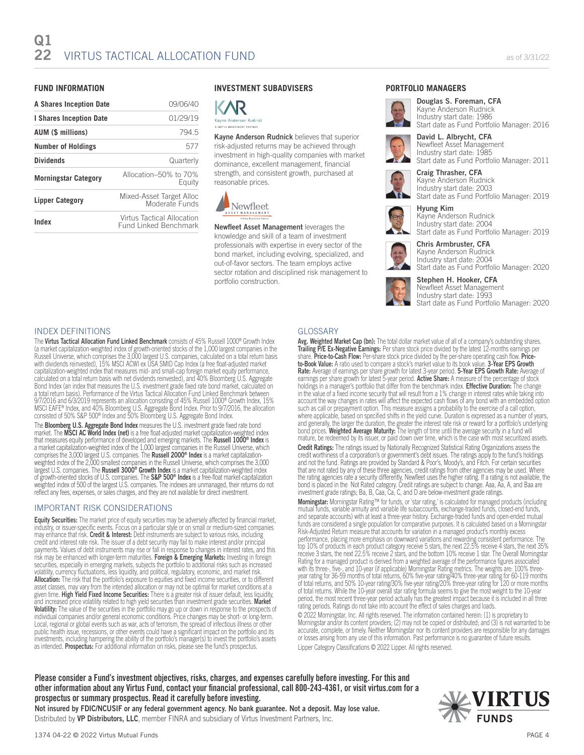# Q1 22 VIRTUS TACTICAL ALLOCATION FUND

as of 3/31/22

## FUND INFORMATION

| | |
|---|---|
| A Shares Inception Date | 09/06/40 |
| I Shares Inception Date | 01/29/19 |
| AUM ($ millions) | 794.5 |
| Number of Holdings | 577 |
| Dividends | Quarterly |
| Morningstar Category | Allocation–50% to 70% Equity |
| Lipper Category | Mixed-Asset Target Alloc Moderate Funds |
| Index | Virtus Tactical Allocation Fund Linked Benchmark |

## INVESTMENT SUBADVISERS

**Kayne Anderson Rudnick** believes that superior risk-adjusted returns may be achieved through investment in high-quality companies with market dominance, excellent management, financial strength, and consistent growth, purchased at reasonable prices.

**Newfleet Asset Management** leverages the knowledge and skill of a team of investment professionals with expertise in every sector of the bond market, including evolving, specialized, and out-of-favor sectors. The team employs active sector rotation and disciplined risk management to portfolio construction.

## PORTFOLIO MANAGERS

**Douglas S. Foreman, CFA**
Kayne Anderson Rudnick
Industry start date: 1986
Start date as Fund Portfolio Manager: 2016

**David L. Albrycht, CFA**
Newfleet Asset Management
Industry start date: 1985
Start date as Fund Portfolio Manager: 2011

**Craig Thrasher, CFA**
Kayne Anderson Rudnick
Industry start date: 2003
Start date as Fund Portfolio Manager: 2019

**Hyung Kim**
Kayne Anderson Rudnick
Industry start date: 2004
Start date as Fund Portfolio Manager: 2019

**Chris Armbruster, CFA**
Kayne Anderson Rudnick
Industry start date: 2004
Start date as Fund Portfolio Manager: 2020

**Stephen H. Hooker, CFA**
Newfleet Asset Management
Industry start date: 1993
Start date as Fund Portfolio Manager: 2020

## INDEX DEFINITIONS

The **Virtus Tactical Allocation Fund Linked Benchmark** consists of 45% Russell 1000® Growth Index (a market capitalization-weighted index of growth-oriented stocks of the 1,000 largest companies in the Russell Universe, which comprises the 3,000 largest U.S. companies, calculated on a total return basis with dividends reinvested), 15% MSCI ACWI ex USA SMID Cap Index (a free float-adjusted market capitalization-weighted index that measures mid- and small-cap foreign market equity performance, calculated on a total return basis with net dividends reinvested), and 40% Bloomberg U.S. Aggregate Bond Index (an index that measures the U.S. investment grade fixed rate bond market, calculated on a total return basis). Performance of the Virtus Tactical Allocation Fund Linked Benchmark between 9/7/2016 and 6/3/2019 represents an allocation consisting of 45% Russell 1000® Growth Index, 15% MSCI EAFE® Index, and 40% Bloomberg U.S. Aggregate Bond Index. Prior to 9/7/2016, the allocation consisted of 50% S&P 500® Index and 50% Bloomberg U.S. Aggregate Bond Index.

The **Bloomberg U.S. Aggregate Bond Index** measures the U.S. investment grade fixed rate bond market. The **MSCI AC World Index (net)** is a free float-adjusted market capitalization-weighted index that measures equity performance of developed and emerging markets. The **Russell 1000® Growth Index** is a market capitalization-weighted index of the 1,000 largest companies in the Russell Universe, which comprises the 3,000 largest U.S. companies. The **Russell 2000® Index** is a market capitalization-weighted index of the 2,000 smallest companies in the Russell Universe, which comprises the 3,000 largest U.S. companies. The **Russell 3000® Growth Index** is a market capitalization-weighted index of growth-oriented stocks of U.S. companies. The **S&P 500® Index** is a free-float market-capitalization weighted index of 500 of the largest U.S. companies. The indexes are unmanaged, their returns do not reflect any fees, expenses, or sales charges, and they are not available for direct investment.

## IMPORTANT RISK CONSIDERATIONS

**Equity Securities:** The market price of equity securities may be adversely affected by financial market, industry, or issuer-specific events. Focus on a particular style or on small or medium-sized companies may enhance that risk. **Credit & Interest:** Debt instruments are subject to various risks, including credit and interest rate risk. The issuer of a debt security may fail to make interest and/or principal payments. Values of debt instruments may rise or fall in response to changes in interest rates, and this risk may be enhanced with longer-term maturities. **Foreign & Emerging Markets:** Investing in foreign securities, especially in emerging markets, subjects the portfolio to additional risks such as increased volatility, currency fluctuations, less liquidity, and political, regulatory, economic, and market risk. **Allocation:** The risk that the portfolio's exposure to equities and fixed income securities, or to different asset classes, may vary from the intended allocation or may not be optimal for market conditions at a given time. **High Yield Fixed Income Securities:** There is a greater risk of issuer default, less liquidity, and increased price volatility related to high yield securities than investment grade securities. **Market Volatility:** The value of the securities in the portfolio may go up or down in response to the prospects of individual companies and/or general economic conditions. Price changes may be short- or long-term. Local, regional or global events such as war, acts of terrorism, the spread of infectious illness or other public health issue, recessions, or other events could have a significant impact on the portfolio and its investments, including hampering the ability of the portfolio's manager(s) to invest the portfolio's assets as intended. **Prospectus:** For additional information on risks, please see the fund's prospectus.

## GLOSSARY

**Avg. Weighted Market Cap (bn):** The total dollar market value of all of a company's outstanding shares. **Trailing P/E Ex-Negative Earnings:** Per share stock price divided by the latest 12-months earnings per share. **Price-to-Cash Flow:** Per-share stock price divided by the per-share operating cash flow. **Price-to-Book Value:** A ratio used to compare a stock's market value to its book value. **3-Year EPS Growth Rate:** Average of earnings per share growth for latest 3-year period. **5-Year EPS Growth Rate:** Average of earnings per share growth for latest 5-year period. **Active Share:** A measure of the percentage of stock holdings in a manager's portfolio that differ from the benchmark index. **Effective Duration:** The change in the value of a fixed income security that will result from a 1% change in interest rates while taking into account the way changes in rates will affect the expected cash flows of any bond with an embedded option such as call or prepayment option. This measure assigns a probability to the exercise of a call option, where applicable, based on specified shifts in the yield curve. Duration is expressed as a number of years, and generally, the larger the duration, the greater the interest rate risk or reward for a portfolio's underlying bond prices. **Weighted Average Maturity:** The length of time until the average security in a fund will mature, be redeemed by its issuer, or paid down over time, which is the case with most securitized assets.

**Credit Ratings:** The ratings issued by Nationally Recognized Statistical Rating Organizations assess the credit worthiness of a corporation's or government's debt issues. The ratings apply to the fund's holdings and not the fund. Ratings are provided by Standard & Poor's, Moody's, and Fitch. For certain securities that are not rated by any of these three agencies, credit ratings from other agencies may be used. Where the rating agencies rate a security differently, Newfleet uses the higher rating. If a rating is not available, the bond is placed in the Not Rated category. Credit ratings are subject to change. Aaa, Aa, A, and Baa are investment grade ratings; Ba, B, Caa, Ca, C, and D are below-investment grade ratings.

**Morningstar:** Morningstar Rating™ for funds, or 'star rating,' is calculated for managed products (including mutual funds, variable annuity and variable life subaccounts, exchange-traded funds, closed-end funds, and separate accounts) with at least a three-year history. Exchange-traded funds and open-ended mutual funds are considered a single population for comparative purposes. It is calculated based on a Morningstar Risk-Adjusted Return measure that accounts for variation in a managed product's monthly excess performance, placing more emphasis on downward variations and rewarding consistent performance. The top 10% of products in each product category receive 5 stars, the next 22.5% receive 4 stars, the next 35% receive 3 stars, the next 22.5% receive 2 stars, and the bottom 10% receive 1 star. The Overall Morningstar Rating for a managed product is derived from a weighted average of the performance figures associated with its three-, five-, and 10-year (if applicable) Morningstar Rating metrics. The weights are: 100% three-year rating for 36-59 months of total returns, 60% five-year rating/40% three-year rating for 60-119 months of total returns, and 50% 10-year rating/30% five-year rating/20% three-year rating for 120 or more months of total returns. While the 10-year overall star rating formula seems to give the most weight to the 10-year period, the most recent three-year period actually has the greatest impact because it is included in all three rating periods. Ratings do not take into account the effect of sales charges and loads.

© 2022 Morningstar, Inc. All rights reserved. The information contained herein: (1) is proprietary to Morningstar and/or its content providers; (2) may not be copied or distributed; and (3) is not warranted to be accurate, complete, or timely. Neither Morningstar nor its content providers are responsible for any damages or losses arising from any use of this information. Past performance is no guarantee of future results.

Lipper Category Classifications © 2022 Lipper. All rights reserved.

**Please consider a Fund's investment objectives, risks, charges, and expenses carefully before investing. For this and other information about any Virtus Fund, contact your financial professional, call 800-243-4361, or visit virtus.com for a prospectus or summary prospectus. Read it carefully before investing.**

**Not insured by FDIC/NCUSIF or any federal government agency. No bank guarantee. Not a deposit. May lose value.**

Distributed by **VP Distributors, LLC**, member FINRA and subsidiary of Virtus Investment Partners, Inc.

1374 04-22 © 2022 Virtus Mutual Funds